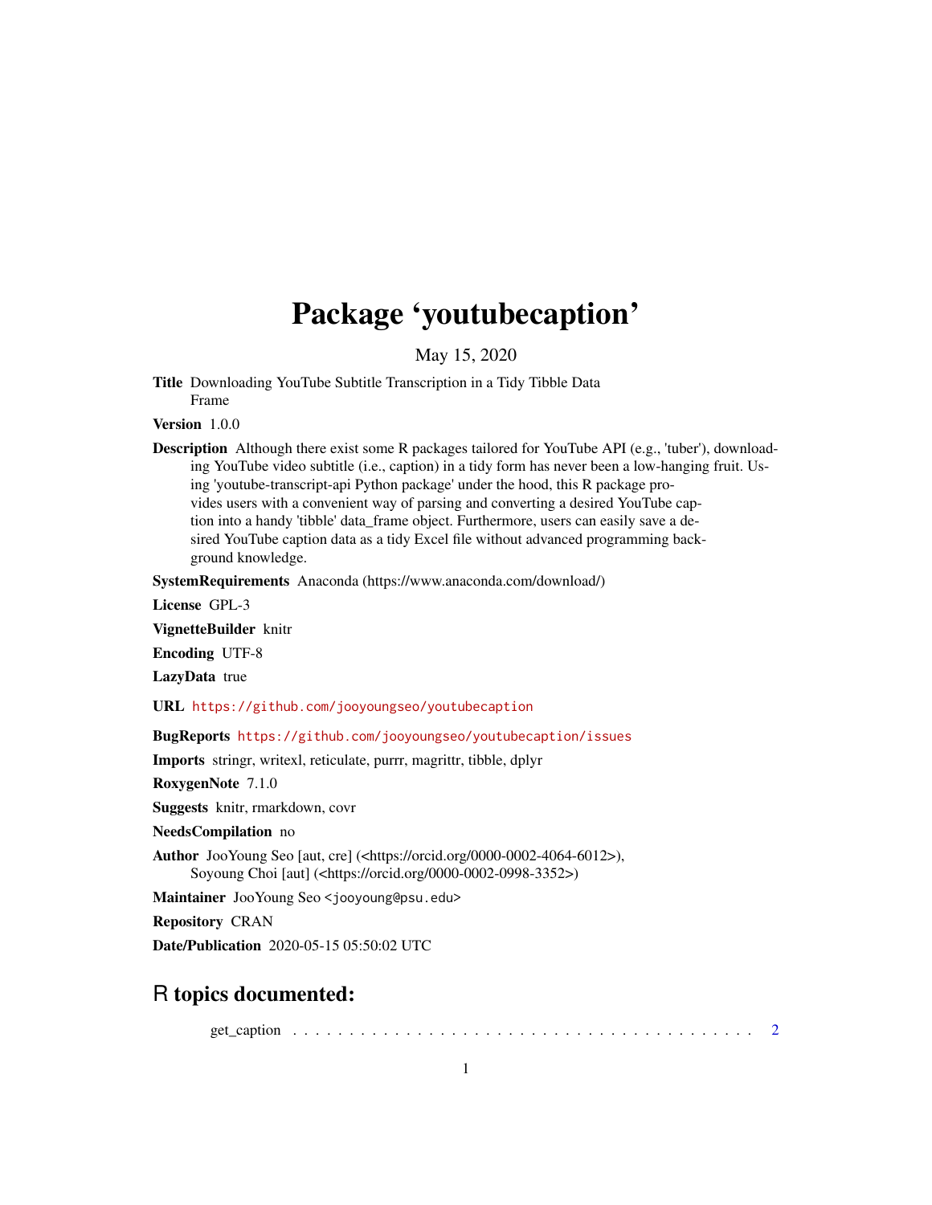# Package 'youtubecaption'

May 15, 2020

**Title** Downloading YouTube Subtitle Transcription in a Tidy Tibble Data Frame

**Version** 1.0.0

**Description** Although there exist some R packages tailored for YouTube API (e.g., 'tuber'), downloading YouTube video subtitle (i.e., caption) in a tidy form has never been a low-hanging fruit. Using 'youtube-transcript-api Python package' under the hood, this R package provides users with a convenient way of parsing and converting a desired YouTube caption into a handy 'tibble' data_frame object. Furthermore, users can easily save a desired YouTube caption data as a tidy Excel file without advanced programming background knowledge.

**SystemRequirements** Anaconda (https://www.anaconda.com/download/)

**License** GPL-3

**VignetteBuilder** knitr

**Encoding** UTF-8

**LazyData** true

**URL** https://github.com/jooyoungseo/youtubecaption

**BugReports** https://github.com/jooyoungseo/youtubecaption/issues

**Imports** stringr, writexl, reticulate, purrr, magrittr, tibble, dplyr

**RoxygenNote** 7.1.0

**Suggests** knitr, rmarkdown, covr

**NeedsCompilation** no

**Author** JooYoung Seo [aut, cre] (<https://orcid.org/0000-0002-4064-6012>), Soyoung Choi [aut] (<https://orcid.org/0000-0002-0998-3352>)

**Maintainer** JooYoung Seo <jooyoung@psu.edu>

**Repository** CRAN

**Date/Publication** 2020-05-15 05:50:02 UTC

## R topics documented:

get_caption . . . . . . . . . . . . . . . . . . . . . . . . . . . . . . . . . . . . . . . . 2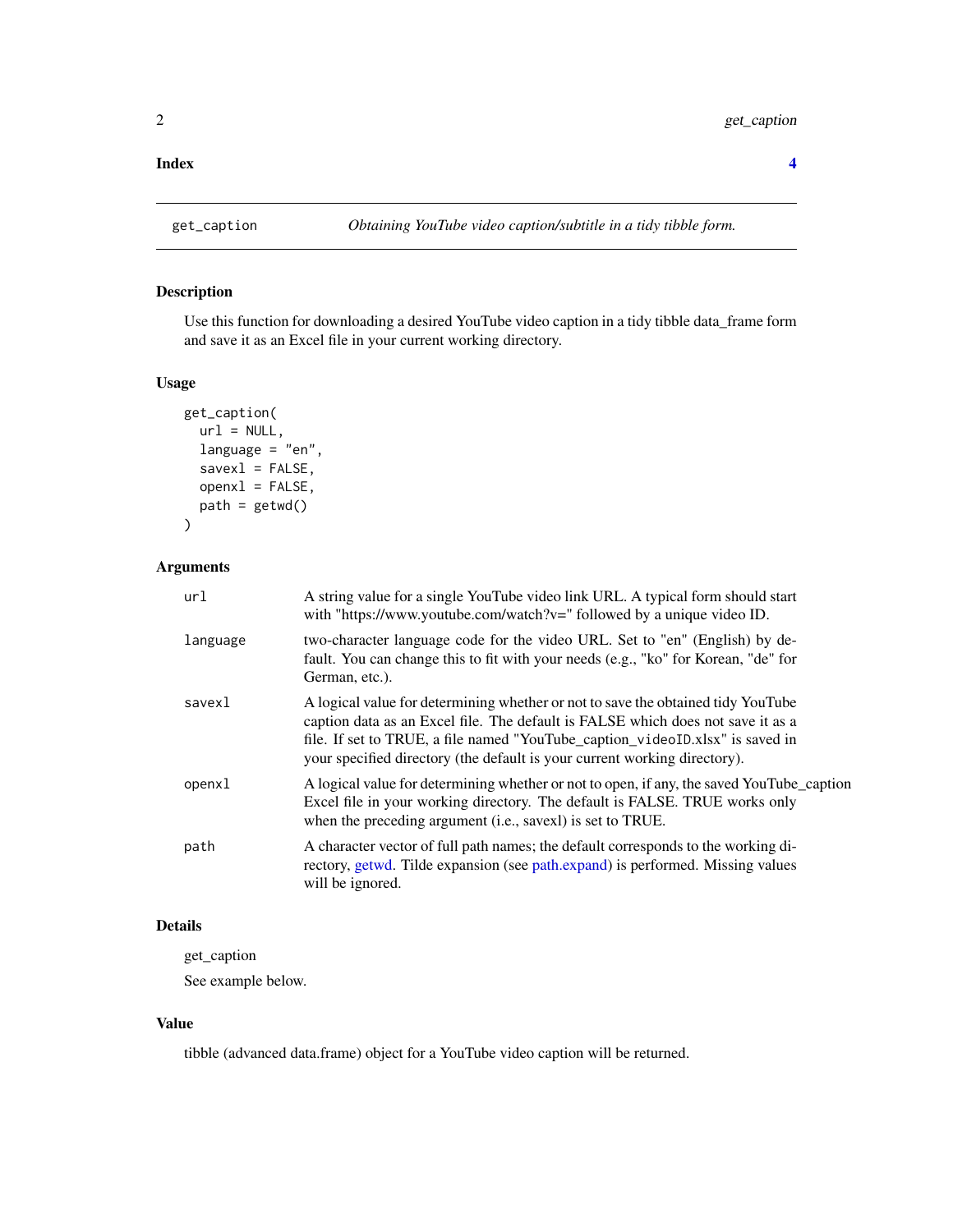**Index** **4**

---

`get_caption` *Obtaining YouTube video caption/subtitle in a tidy tibble form.*

---

### Description

Use this function for downloading a desired YouTube video caption in a tidy tibble data_frame form and save it as an Excel file in your current working directory.

### Usage

```
get_caption(
  url = NULL,
  language = "en",
  savexl = FALSE,
  openxl = FALSE,
  path = getwd()
)
```

### Arguments

| | |
|---|---|
| `url` | A string value for a single YouTube video link URL. A typical form should start with "https://www.youtube.com/watch?v=" followed by a unique video ID. |
| `language` | two-character language code for the video URL. Set to "en" (English) by default. You can change this to fit with your needs (e.g., "ko" for Korean, "de" for German, etc.). |
| `savexl` | A logical value for determining whether or not to save the obtained tidy YouTube caption data as an Excel file. The default is FALSE which does not save it as a file. If set to TRUE, a file named "YouTube_caption_`videoID`.xlsx" is saved in your specified directory (the default is your current working directory). |
| `openxl` | A logical value for determining whether or not to open, if any, the saved YouTube_caption Excel file in your working directory. The default is FALSE. TRUE works only when the preceding argument (i.e., savexl) is set to TRUE. |
| `path` | A character vector of full path names; the default corresponds to the working directory, getwd. Tilde expansion (see path.expand) is performed. Missing values will be ignored. |

### Details

get_caption

See example below.

### Value

tibble (advanced data.frame) object for a YouTube video caption will be returned.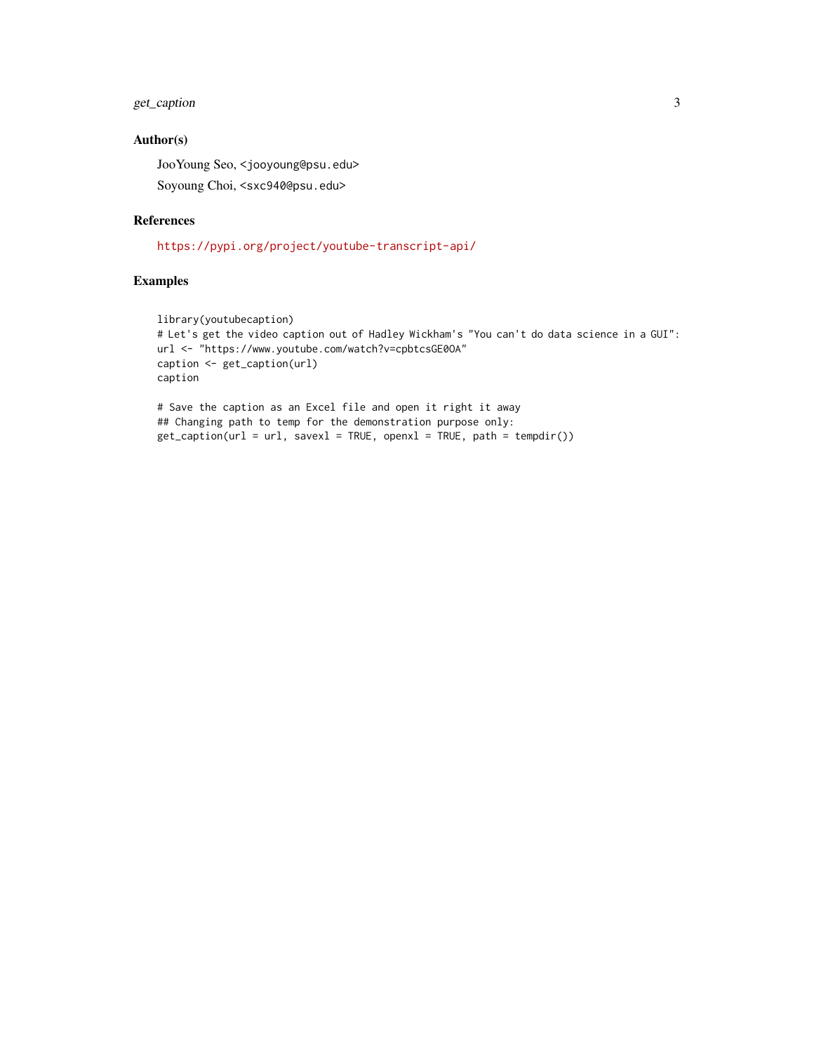## Author(s)

JooYoung Seo, <jooyoung@psu.edu>

Soyoung Choi, <sxc940@psu.edu>

## References

https://pypi.org/project/youtube-transcript-api/

## Examples

```
library(youtubecaption)
# Let's get the video caption out of Hadley Wickham's "You can't do data science in a GUI":
url <- "https://www.youtube.com/watch?v=cpbtcsGE0OA"
caption <- get_caption(url)
caption

# Save the caption as an Excel file and open it right it away
## Changing path to temp for the demonstration purpose only:
get_caption(url = url, savexl = TRUE, openxl = TRUE, path = tempdir())
```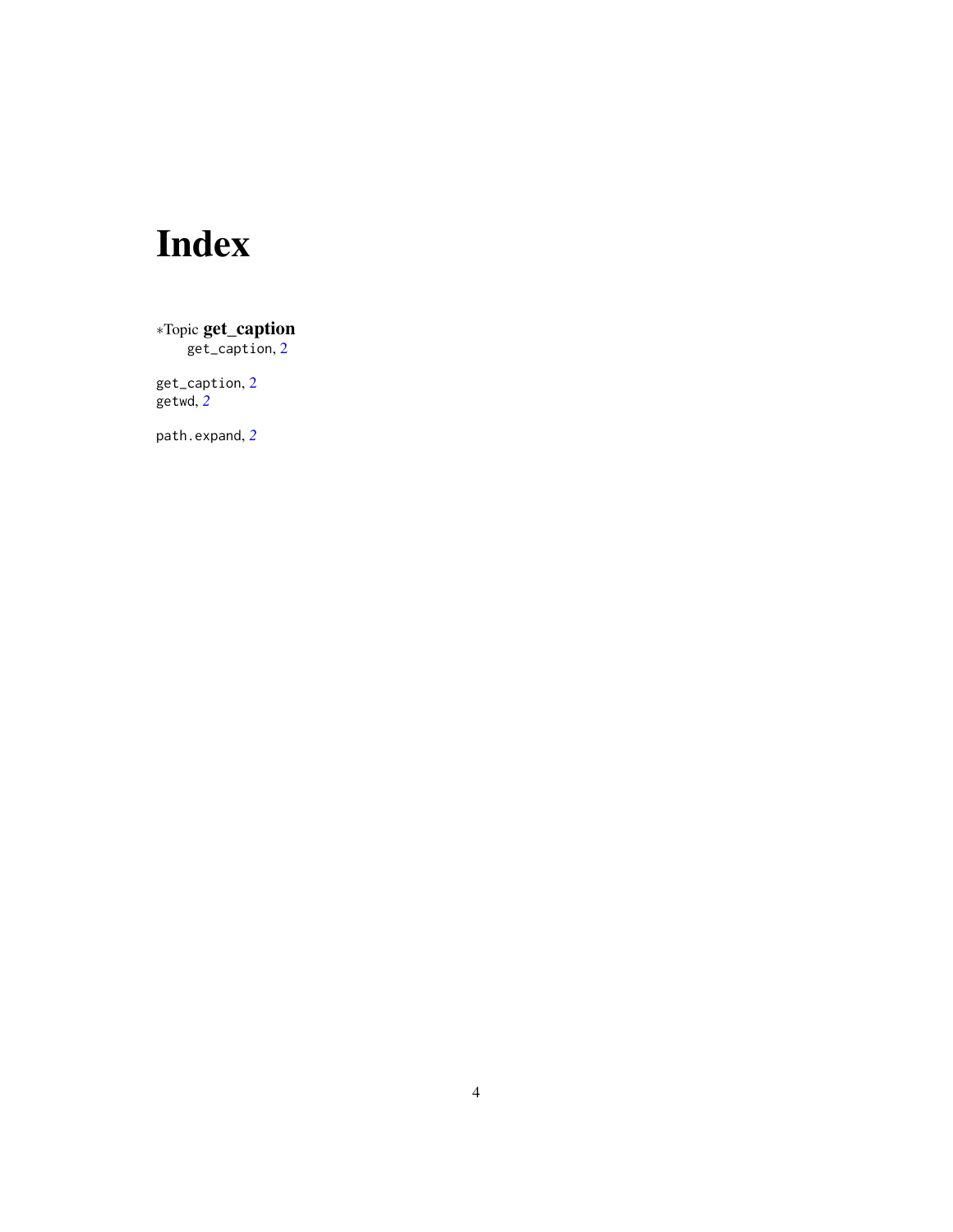# Index

*Topic **get_caption**
    get_caption, 2

get_caption, 2
getwd, *2*

path.expand, *2*